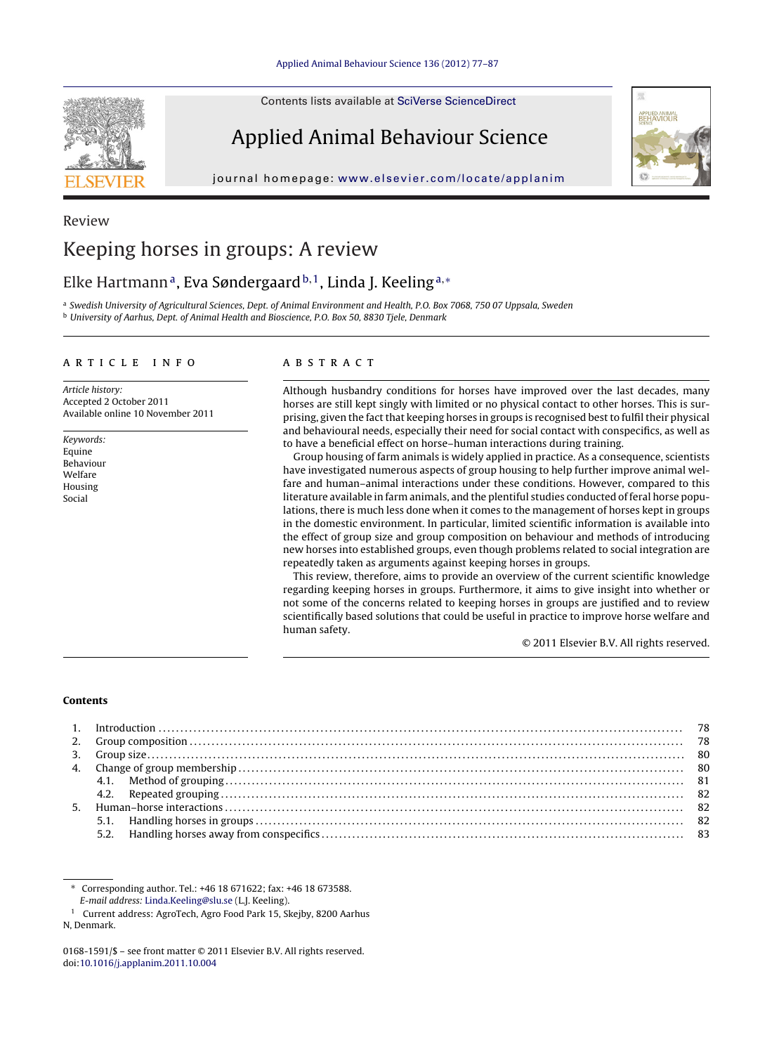Review

# Keeping horses in groups: A review

Elke Hartmann[a], Eva Søndergaard[b,1], Linda J. Keeling[a,*]

[a] Swedish University of Agricultural Sciences, Dept. of Animal Environment and Health, P.O. Box 7068, 750 07 Uppsala, Sweden
[b] University of Aarhus, Dept. of Animal Health and Bioscience, P.O. Box 50, 8830 Tjele, Denmark

## ARTICLE INFO

*Article history:*
Accepted 2 October 2011
Available online 10 November 2011

*Keywords:*
Equine
Behaviour
Welfare
Housing
Social

## ABSTRACT

Although husbandry conditions for horses have improved over the last decades, many horses are still kept singly with limited or no physical contact to other horses. This is surprising, given the fact that keeping horses in groups is recognised best to fulfil their physical and behavioural needs, especially their need for social contact with conspecifics, as well as to have a beneficial effect on horse–human interactions during training.

Group housing of farm animals is widely applied in practice. As a consequence, scientists have investigated numerous aspects of group housing to help further improve animal welfare and human–animal interactions under these conditions. However, compared to this literature available in farm animals, and the plentiful studies conducted of feral horse populations, there is much less done when it comes to the management of horses kept in groups in the domestic environment. In particular, limited scientific information is available into the effect of group size and group composition on behaviour and methods of introducing new horses into established groups, even though problems related to social integration are repeatedly taken as arguments against keeping horses in groups.

This review, therefore, aims to provide an overview of the current scientific knowledge regarding keeping horses in groups. Furthermore, it aims to give insight into whether or not some of the concerns related to keeping horses in groups are justified and to review scientifically based solutions that could be useful in practice to improve horse welfare and human safety.

© 2011 Elsevier B.V. All rights reserved.

**Contents**

1. Introduction ........ 78
2. Group composition ........ 78
3. Group size ........ 80
4. Change of group membership ........ 80
   - 4.1. Method of grouping ........ 81
   - 4.2. Repeated grouping ........ 82
5. Human–horse interactions ........ 82
   - 5.1. Handling horses in groups ........ 82
   - 5.2. Handling horses away from conspecifics ........ 83

\* Corresponding author. Tel.: +46 18 671622; fax: +46 18 673588.
*E-mail address:* Linda.Keeling@slu.se (L.J. Keeling).
[1] Current address: AgroTech, Agro Food Park 15, Skejby, 8200 Aarhus N, Denmark.

0168-1591/$ – see front matter © 2011 Elsevier B.V. All rights reserved.
doi:10.1016/j.applanim.2011.10.004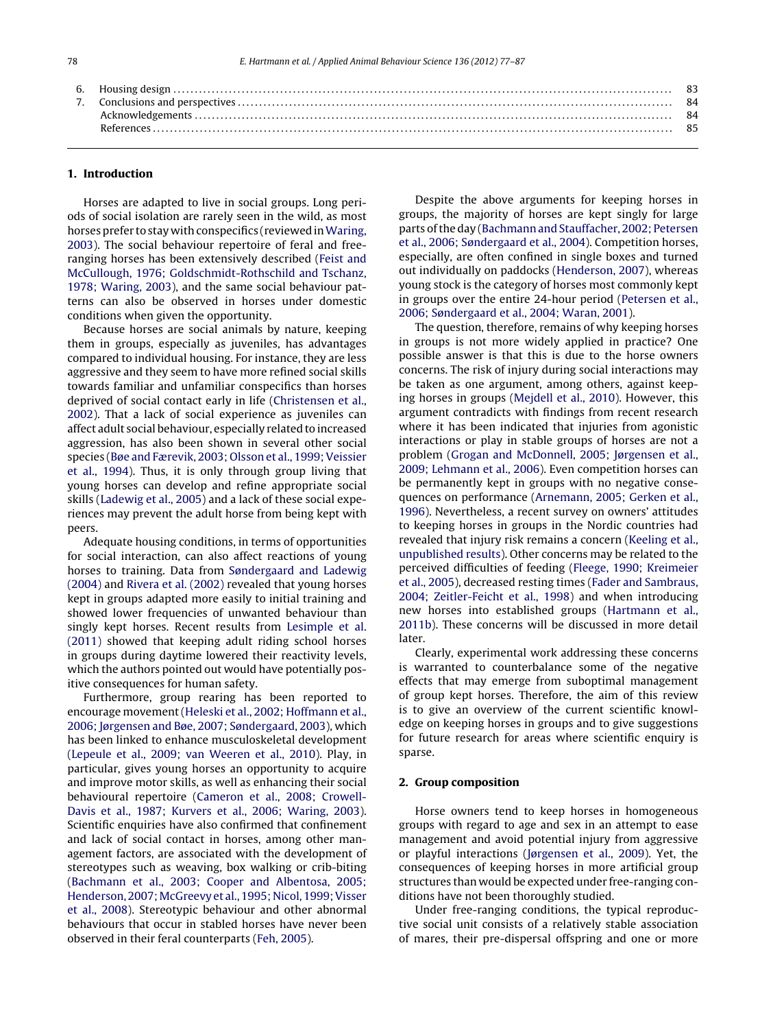6. Housing design ........................................................................................................... 83
7. Conclusions and perspectives ........................................................................................... 84
Acknowledgements ........................................................................................................... 84
References ........................................................................................................................ 85

## 1. Introduction

Horses are adapted to live in social groups. Long periods of social isolation are rarely seen in the wild, as most horses prefer to stay with conspecifics (reviewed in Waring, 2003). The social behaviour repertoire of feral and free-ranging horses has been extensively described (Feist and McCullough, 1976; Goldschmidt-Rothschild and Tschanz, 1978; Waring, 2003), and the same social behaviour patterns can also be observed in horses under domestic conditions when given the opportunity.

Because horses are social animals by nature, keeping them in groups, especially as juveniles, has advantages compared to individual housing. For instance, they are less aggressive and they seem to have more refined social skills towards familiar and unfamiliar conspecifics than horses deprived of social contact early in life (Christensen et al., 2002). That a lack of social experience as juveniles can affect adult social behaviour, especially related to increased aggression, has also been shown in several other social species (Bøe and Færevik, 2003; Olsson et al., 1999; Veissier et al., 1994). Thus, it is only through group living that young horses can develop and refine appropriate social skills (Ladewig et al., 2005) and a lack of these social experiences may prevent the adult horse from being kept with peers.

Adequate housing conditions, in terms of opportunities for social interaction, can also affect reactions of young horses to training. Data from Søndergaard and Ladewig (2004) and Rivera et al. (2002) revealed that young horses kept in groups adapted more easily to initial training and showed lower frequencies of unwanted behaviour than singly kept horses. Recent results from Lesimple et al. (2011) showed that keeping adult riding school horses in groups during daytime lowered their reactivity levels, which the authors pointed out would have potentially positive consequences for human safety.

Furthermore, group rearing has been reported to encourage movement (Heleski et al., 2002; Hoffmann et al., 2006; Jørgensen and Bøe, 2007; Søndergaard, 2003), which has been linked to enhance musculoskeletal development (Lepeule et al., 2009; van Weeren et al., 2010). Play, in particular, gives young horses an opportunity to acquire and improve motor skills, as well as enhancing their social behavioural repertoire (Cameron et al., 2008; Crowell-Davis et al., 1987; Kurvers et al., 2006; Waring, 2003). Scientific enquiries have also confirmed that confinement and lack of social contact in horses, among other management factors, are associated with the development of stereotypes such as weaving, box walking or crib-biting (Bachmann et al., 2003; Cooper and Albentosa, 2005; Henderson, 2007; McGreevy et al., 1995; Nicol, 1999; Visser et al., 2008). Stereotypic behaviour and other abnormal behaviours that occur in stabled horses have never been observed in their feral counterparts (Feh, 2005).

Despite the above arguments for keeping horses in groups, the majority of horses are kept singly for large parts of the day (Bachmann and Stauffacher, 2002; Petersen et al., 2006; Søndergaard et al., 2004). Competition horses, especially, are often confined in single boxes and turned out individually on paddocks (Henderson, 2007), whereas young stock is the category of horses most commonly kept in groups over the entire 24-hour period (Petersen et al., 2006; Søndergaard et al., 2004; Waran, 2001).

The question, therefore, remains of why keeping horses in groups is not more widely applied in practice? One possible answer is that this is due to the horse owners concerns. The risk of injury during social interactions may be taken as one argument, among others, against keeping horses in groups (Mejdell et al., 2010). However, this argument contradicts with findings from recent research where it has been indicated that injuries from agonistic interactions or play in stable groups of horses are not a problem (Grogan and McDonnell, 2005; Jørgensen et al., 2009; Lehmann et al., 2006). Even competition horses can be permanently kept in groups with no negative consequences on performance (Arnemann, 2005; Gerken et al., 1996). Nevertheless, a recent survey on owners' attitudes to keeping horses in groups in the Nordic countries had revealed that injury risk remains a concern (Keeling et al., unpublished results). Other concerns may be related to the perceived difficulties of feeding (Fleege, 1990; Kreimeier et al., 2005), decreased resting times (Fader and Sambraus, 2004; Zeitler-Feicht et al., 1998) and when introducing new horses into established groups (Hartmann et al., 2011b). These concerns will be discussed in more detail later.

Clearly, experimental work addressing these concerns is warranted to counterbalance some of the negative effects that may emerge from suboptimal management of group kept horses. Therefore, the aim of this review is to give an overview of the current scientific knowledge on keeping horses in groups and to give suggestions for future research for areas where scientific enquiry is sparse.

## 2. Group composition

Horse owners tend to keep horses in homogeneous groups with regard to age and sex in an attempt to ease management and avoid potential injury from aggressive or playful interactions (Jørgensen et al., 2009). Yet, the consequences of keeping horses in more artificial group structures than would be expected under free-ranging conditions have not been thoroughly studied.

Under free-ranging conditions, the typical reproductive social unit consists of a relatively stable association of mares, their pre-dispersal offspring and one or more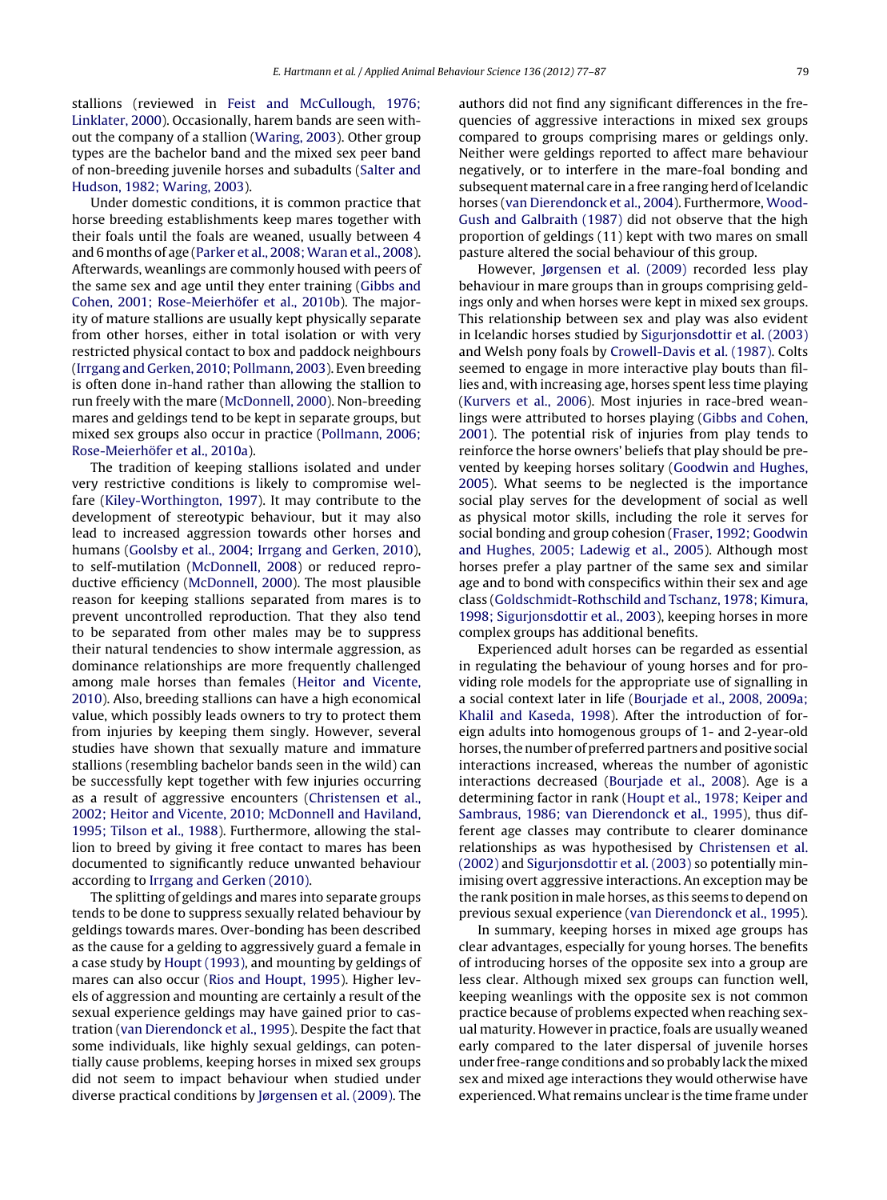stallions (reviewed in Feist and McCullough, 1976; Linklater, 2000). Occasionally, harem bands are seen without the company of a stallion (Waring, 2003). Other group types are the bachelor band and the mixed sex peer band of non-breeding juvenile horses and subadults (Salter and Hudson, 1982; Waring, 2003).

Under domestic conditions, it is common practice that horse breeding establishments keep mares together with their foals until the foals are weaned, usually between 4 and 6 months of age (Parker et al., 2008; Waran et al., 2008). Afterwards, weanlings are commonly housed with peers of the same sex and age until they enter training (Gibbs and Cohen, 2001; Rose-Meierhöfer et al., 2010b). The majority of mature stallions are usually kept physically separate from other horses, either in total isolation or with very restricted physical contact to box and paddock neighbours (Irrgang and Gerken, 2010; Pollmann, 2003). Even breeding is often done in-hand rather than allowing the stallion to run freely with the mare (McDonnell, 2000). Non-breeding mares and geldings tend to be kept in separate groups, but mixed sex groups also occur in practice (Pollmann, 2006; Rose-Meierhöfer et al., 2010a).

The tradition of keeping stallions isolated and under very restrictive conditions is likely to compromise welfare (Kiley-Worthington, 1997). It may contribute to the development of stereotypic behaviour, but it may also lead to increased aggression towards other horses and humans (Goolsby et al., 2004; Irrgang and Gerken, 2010), to self-mutilation (McDonnell, 2008) or reduced reproductive efficiency (McDonnell, 2000). The most plausible reason for keeping stallions separated from mares is to prevent uncontrolled reproduction. That they also tend to be separated from other males may be to suppress their natural tendencies to show intermale aggression, as dominance relationships are more frequently challenged among male horses than females (Heitor and Vicente, 2010). Also, breeding stallions can have a high economical value, which possibly leads owners to try to protect them from injuries by keeping them singly. However, several studies have shown that sexually mature and immature stallions (resembling bachelor bands seen in the wild) can be successfully kept together with few injuries occurring as a result of aggressive encounters (Christensen et al., 2002; Heitor and Vicente, 2010; McDonnell and Haviland, 1995; Tilson et al., 1988). Furthermore, allowing the stallion to breed by giving it free contact to mares has been documented to significantly reduce unwanted behaviour according to Irrgang and Gerken (2010).

The splitting of geldings and mares into separate groups tends to be done to suppress sexually related behaviour by geldings towards mares. Over-bonding has been described as the cause for a gelding to aggressively guard a female in a case study by Houpt (1993), and mounting by geldings of mares can also occur (Rios and Houpt, 1995). Higher levels of aggression and mounting are certainly a result of the sexual experience geldings may have gained prior to castration (van Dierendonck et al., 1995). Despite the fact that some individuals, like highly sexual geldings, can potentially cause problems, keeping horses in mixed sex groups did not seem to impact behaviour when studied under diverse practical conditions by Jørgensen et al. (2009). The authors did not find any significant differences in the frequencies of aggressive interactions in mixed sex groups compared to groups comprising mares or geldings only. Neither were geldings reported to affect mare behaviour negatively, or to interfere in the mare-foal bonding and subsequent maternal care in a free ranging herd of Icelandic horses (van Dierendonck et al., 2004). Furthermore, Wood-Gush and Galbraith (1987) did not observe that the high proportion of geldings (11) kept with two mares on small pasture altered the social behaviour of this group.

However, Jørgensen et al. (2009) recorded less play behaviour in mare groups than in groups comprising geldings only and when horses were kept in mixed sex groups. This relationship between sex and play was also evident in Icelandic horses studied by Sigurjonsdottir et al. (2003) and Welsh pony foals by Crowell-Davis et al. (1987). Colts seemed to engage in more interactive play bouts than fillies and, with increasing age, horses spent less time playing (Kurvers et al., 2006). Most injuries in race-bred weanlings were attributed to horses playing (Gibbs and Cohen, 2001). The potential risk of injuries from play tends to reinforce the horse owners' beliefs that play should be prevented by keeping horses solitary (Goodwin and Hughes, 2005). What seems to be neglected is the importance social play serves for the development of social as well as physical motor skills, including the role it serves for social bonding and group cohesion (Fraser, 1992; Goodwin and Hughes, 2005; Ladewig et al., 2005). Although most horses prefer a play partner of the same sex and similar age and to bond with conspecifics within their sex and age class (Goldschmidt-Rothschild and Tschanz, 1978; Kimura, 1998; Sigurjonsdottir et al., 2003), keeping horses in more complex groups has additional benefits.

Experienced adult horses can be regarded as essential in regulating the behaviour of young horses and for providing role models for the appropriate use of signalling in a social context later in life (Bourjade et al., 2008, 2009a; Khalil and Kaseda, 1998). After the introduction of foreign adults into homogenous groups of 1- and 2-year-old horses, the number of preferred partners and positive social interactions increased, whereas the number of agonistic interactions decreased (Bourjade et al., 2008). Age is a determining factor in rank (Houpt et al., 1978; Keiper and Sambraus, 1986; van Dierendonck et al., 1995), thus different age classes may contribute to clearer dominance relationships as was hypothesised by Christensen et al. (2002) and Sigurjonsdottir et al. (2003) so potentially minimising overt aggressive interactions. An exception may be the rank position in male horses, as this seems to depend on previous sexual experience (van Dierendonck et al., 1995).

In summary, keeping horses in mixed age groups has clear advantages, especially for young horses. The benefits of introducing horses of the opposite sex into a group are less clear. Although mixed sex groups can function well, keeping weanlings with the opposite sex is not common practice because of problems expected when reaching sexual maturity. However in practice, foals are usually weaned early compared to the later dispersal of juvenile horses under free-range conditions and so probably lack the mixed sex and mixed age interactions they would otherwise have experienced. What remains unclear is the time frame under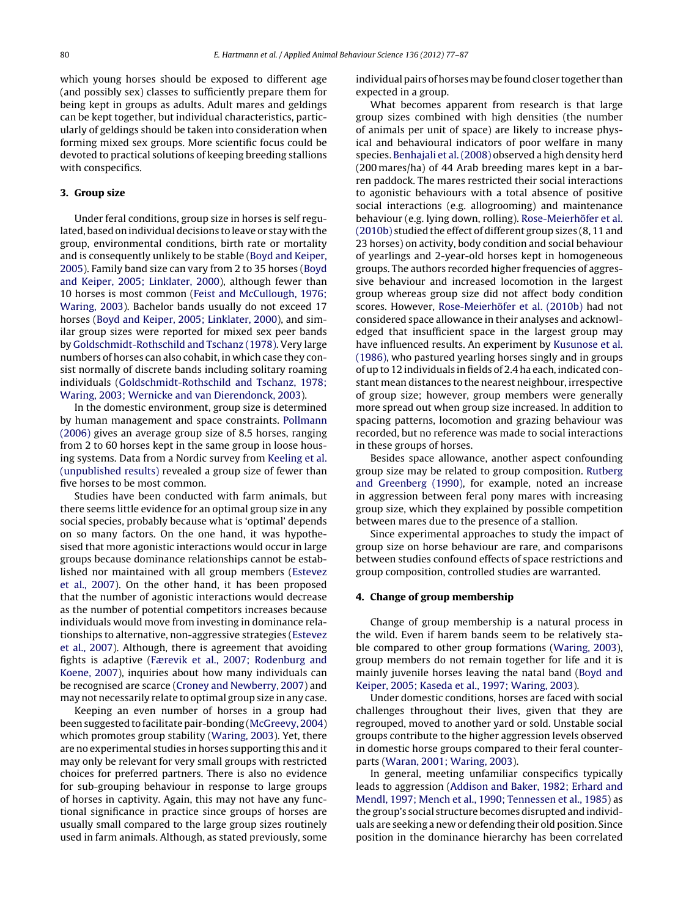which young horses should be exposed to different age (and possibly sex) classes to sufficiently prepare them for being kept in groups as adults. Adult mares and geldings can be kept together, but individual characteristics, particularly of geldings should be taken into consideration when forming mixed sex groups. More scientific focus could be devoted to practical solutions of keeping breeding stallions with conspecifics.

## 3. Group size

Under feral conditions, group size in horses is self regulated, based on individual decisions to leave or stay with the group, environmental conditions, birth rate or mortality and is consequently unlikely to be stable (Boyd and Keiper, 2005). Family band size can vary from 2 to 35 horses (Boyd and Keiper, 2005; Linklater, 2000), although fewer than 10 horses is most common (Feist and McCullough, 1976; Waring, 2003). Bachelor bands usually do not exceed 17 horses (Boyd and Keiper, 2005; Linklater, 2000), and similar group sizes were reported for mixed sex peer bands by Goldschmidt-Rothschild and Tschanz (1978). Very large numbers of horses can also cohabit, in which case they consist normally of discrete bands including solitary roaming individuals (Goldschmidt-Rothschild and Tschanz, 1978; Waring, 2003; Wernicke and van Dierendonck, 2003).

In the domestic environment, group size is determined by human management and space constraints. Pollmann (2006) gives an average group size of 8.5 horses, ranging from 2 to 60 horses kept in the same group in loose housing systems. Data from a Nordic survey from Keeling et al. (unpublished results) revealed a group size of fewer than five horses to be most common.

Studies have been conducted with farm animals, but there seems little evidence for an optimal group size in any social species, probably because what is 'optimal' depends on so many factors. On the one hand, it was hypothesised that more agonistic interactions would occur in large groups because dominance relationships cannot be established nor maintained with all group members (Estevez et al., 2007). On the other hand, it has been proposed that the number of agonistic interactions would decrease as the number of potential competitors increases because individuals would move from investing in dominance relationships to alternative, non-aggressive strategies (Estevez et al., 2007). Although, there is agreement that avoiding fights is adaptive (Færevik et al., 2007; Rodenburg and Koene, 2007), inquiries about how many individuals can be recognised are scarce (Croney and Newberry, 2007) and may not necessarily relate to optimal group size in any case.

Keeping an even number of horses in a group had been suggested to facilitate pair-bonding (McGreevy, 2004) which promotes group stability (Waring, 2003). Yet, there are no experimental studies in horses supporting this and it may only be relevant for very small groups with restricted choices for preferred partners. There is also no evidence for sub-grouping behaviour in response to large groups of horses in captivity. Again, this may not have any functional significance in practice since groups of horses are usually small compared to the large group sizes routinely used in farm animals. Although, as stated previously, some individual pairs of horses may be found closer together than expected in a group.

What becomes apparent from research is that large group sizes combined with high densities (the number of animals per unit of space) are likely to increase physical and behavioural indicators of poor welfare in many species. Benhajali et al. (2008) observed a high density herd (200 mares/ha) of 44 Arab breeding mares kept in a barren paddock. The mares restricted their social interactions to agonistic behaviours with a total absence of positive social interactions (e.g. allogrooming) and maintenance behaviour (e.g. lying down, rolling). Rose-Meierhöfer et al. (2010b) studied the effect of different group sizes (8, 11 and 23 horses) on activity, body condition and social behaviour of yearlings and 2-year-old horses kept in homogeneous groups. The authors recorded higher frequencies of aggressive behaviour and increased locomotion in the largest group whereas group size did not affect body condition scores. However, Rose-Meierhöfer et al. (2010b) had not considered space allowance in their analyses and acknowledged that insufficient space in the largest group may have influenced results. An experiment by Kusunose et al. (1986), who pastured yearling horses singly and in groups of up to 12 individuals in fields of 2.4 ha each, indicated constant mean distances to the nearest neighbour, irrespective of group size; however, group members were generally more spread out when group size increased. In addition to spacing patterns, locomotion and grazing behaviour was recorded, but no reference was made to social interactions in these groups of horses.

Besides space allowance, another aspect confounding group size may be related to group composition. Rutberg and Greenberg (1990), for example, noted an increase in aggression between feral pony mares with increasing group size, which they explained by possible competition between mares due to the presence of a stallion.

Since experimental approaches to study the impact of group size on horse behaviour are rare, and comparisons between studies confound effects of space restrictions and group composition, controlled studies are warranted.

## 4. Change of group membership

Change of group membership is a natural process in the wild. Even if harem bands seem to be relatively stable compared to other group formations (Waring, 2003), group members do not remain together for life and it is mainly juvenile horses leaving the natal band (Boyd and Keiper, 2005; Kaseda et al., 1997; Waring, 2003).

Under domestic conditions, horses are faced with social challenges throughout their lives, given that they are regrouped, moved to another yard or sold. Unstable social groups contribute to the higher aggression levels observed in domestic horse groups compared to their feral counterparts (Waran, 2001; Waring, 2003).

In general, meeting unfamiliar conspecifics typically leads to aggression (Addison and Baker, 1982; Erhard and Mendl, 1997; Mench et al., 1990; Tennessen et al., 1985) as the group's social structure becomes disrupted and individuals are seeking a new or defending their old position. Since position in the dominance hierarchy has been correlated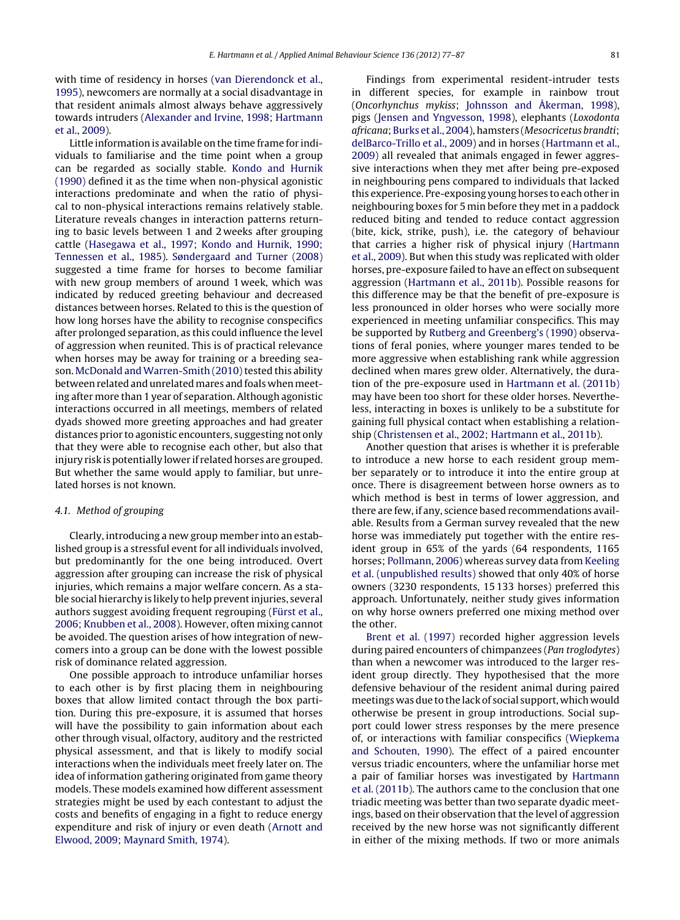with time of residency in horses (van Dierendonck et al., 1995), newcomers are normally at a social disadvantage in that resident animals almost always behave aggressively towards intruders (Alexander and Irvine, 1998; Hartmann et al., 2009).

Little information is available on the time frame for individuals to familiarise and the time point when a group can be regarded as socially stable. Kondo and Hurnik (1990) defined it as the time when non-physical agonistic interactions predominate and when the ratio of physical to non-physical interactions remains relatively stable. Literature reveals changes in interaction patterns returning to basic levels between 1 and 2 weeks after grouping cattle (Hasegawa et al., 1997; Kondo and Hurnik, 1990; Tennessen et al., 1985). Søndergaard and Turner (2008) suggested a time frame for horses to become familiar with new group members of around 1 week, which was indicated by reduced greeting behaviour and decreased distances between horses. Related to this is the question of how long horses have the ability to recognise conspecifics after prolonged separation, as this could influence the level of aggression when reunited. This is of practical relevance when horses may be away for training or a breeding season. McDonald and Warren-Smith (2010) tested this ability between related and unrelated mares and foals when meeting after more than 1 year of separation. Although agonistic interactions occurred in all meetings, members of related dyads showed more greeting approaches and had greater distances prior to agonistic encounters, suggesting not only that they were able to recognise each other, but also that injury risk is potentially lower if related horses are grouped. But whether the same would apply to familiar, but unrelated horses is not known.

### 4.1. Method of grouping

Clearly, introducing a new group member into an established group is a stressful event for all individuals involved, but predominantly for the one being introduced. Overt aggression after grouping can increase the risk of physical injuries, which remains a major welfare concern. As a stable social hierarchy is likely to help prevent injuries, several authors suggest avoiding frequent regrouping (Fürst et al., 2006; Knubben et al., 2008). However, often mixing cannot be avoided. The question arises of how integration of newcomers into a group can be done with the lowest possible risk of dominance related aggression.

One possible approach to introduce unfamiliar horses to each other is by first placing them in neighbouring boxes that allow limited contact through the box partition. During this pre-exposure, it is assumed that horses will have the possibility to gain information about each other through visual, olfactory, auditory and the restricted physical assessment, and that is likely to modify social interactions when the individuals meet freely later on. The idea of information gathering originated from game theory models. These models examined how different assessment strategies might be used by each contestant to adjust the costs and benefits of engaging in a fight to reduce energy expenditure and risk of injury or even death (Arnott and Elwood, 2009; Maynard Smith, 1974).

Findings from experimental resident-intruder tests in different species, for example in rainbow trout (*Oncorhynchus mykiss*; Johnsson and Åkerman, 1998), pigs (Jensen and Yngvesson, 1998), elephants (*Loxodonta africana*; Burks et al., 2004), hamsters (*Mesocricetus brandti*; delBarco-Trillo et al., 2009) and in horses (Hartmann et al., 2009) all revealed that animals engaged in fewer aggressive interactions when they met after being pre-exposed in neighbouring pens compared to individuals that lacked this experience. Pre-exposing young horses to each other in neighbouring boxes for 5 min before they met in a paddock reduced biting and tended to reduce contact aggression (bite, kick, strike, push), i.e. the category of behaviour that carries a higher risk of physical injury (Hartmann et al., 2009). But when this study was replicated with older horses, pre-exposure failed to have an effect on subsequent aggression (Hartmann et al., 2011b). Possible reasons for this difference may be that the benefit of pre-exposure is less pronounced in older horses who were socially more experienced in meeting unfamiliar conspecifics. This may be supported by Rutberg and Greenberg's (1990) observations of feral ponies, where younger mares tended to be more aggressive when establishing rank while aggression declined when mares grew older. Alternatively, the duration of the pre-exposure used in Hartmann et al. (2011b) may have been too short for these older horses. Nevertheless, interacting in boxes is unlikely to be a substitute for gaining full physical contact when establishing a relationship (Christensen et al., 2002; Hartmann et al., 2011b).

Another question that arises is whether it is preferable to introduce a new horse to each resident group member separately or to introduce it into the entire group at once. There is disagreement between horse owners as to which method is best in terms of lower aggression, and there are few, if any, science based recommendations available. Results from a German survey revealed that the new horse was immediately put together with the entire resident group in 65% of the yards (64 respondents, 1165 horses; Pollmann, 2006) whereas survey data from Keeling et al. (unpublished results) showed that only 40% of horse owners (3230 respondents, 15 133 horses) preferred this approach. Unfortunately, neither study gives information on why horse owners preferred one mixing method over the other.

Brent et al. (1997) recorded higher aggression levels during paired encounters of chimpanzees (*Pan troglodytes*) than when a newcomer was introduced to the larger resident group directly. They hypothesised that the more defensive behaviour of the resident animal during paired meetings was due to the lack of social support, which would otherwise be present in group introductions. Social support could lower stress responses by the mere presence of, or interactions with familiar conspecifics (Wiepkema and Schouten, 1990). The effect of a paired encounter versus triadic encounters, where the unfamiliar horse met a pair of familiar horses was investigated by Hartmann et al. (2011b). The authors came to the conclusion that one triadic meeting was better than two separate dyadic meetings, based on their observation that the level of aggression received by the new horse was not significantly different in either of the mixing methods. If two or more animals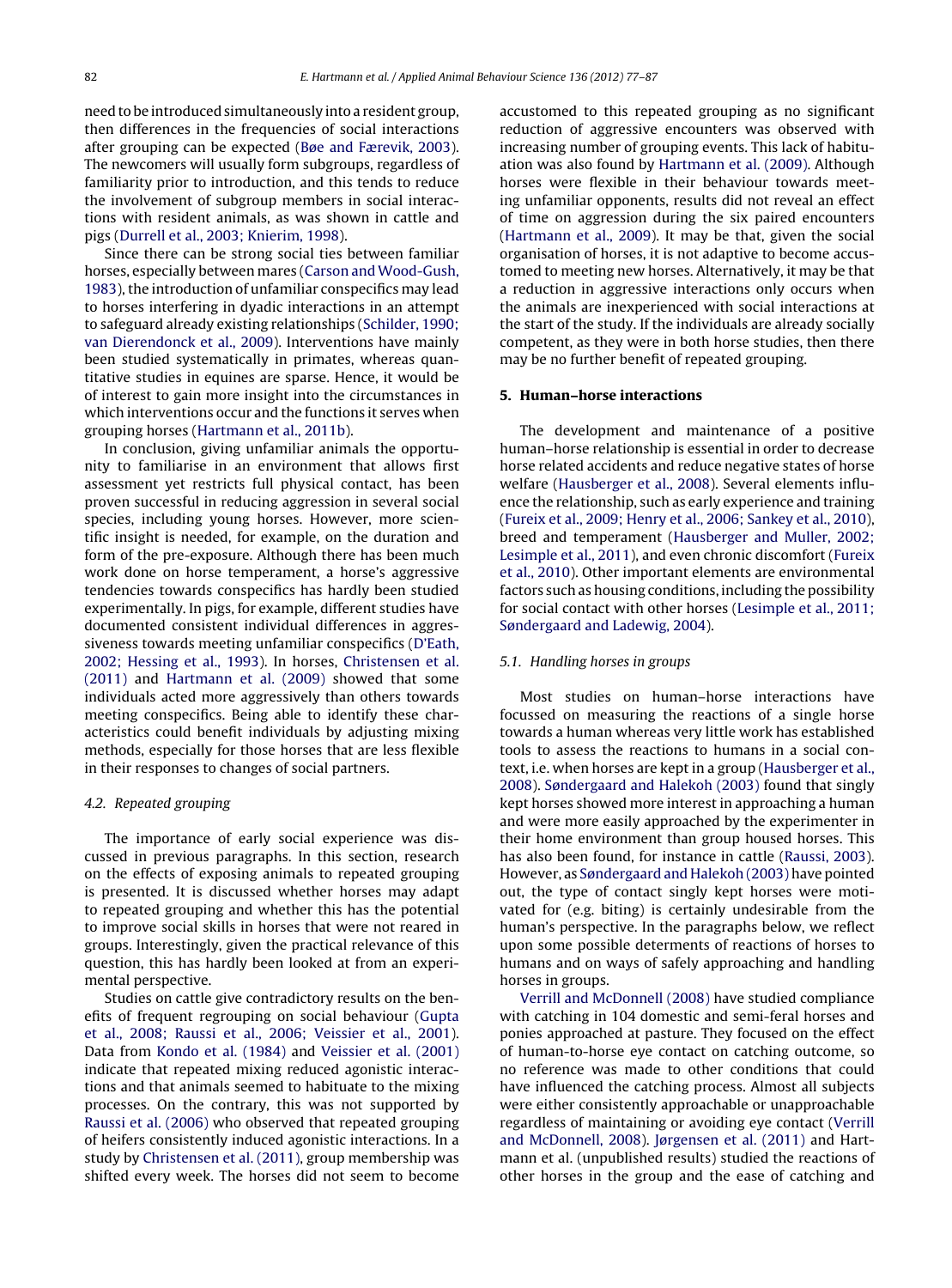need to be introduced simultaneously into a resident group, then differences in the frequencies of social interactions after grouping can be expected (Bøe and Færevik, 2003). The newcomers will usually form subgroups, regardless of familiarity prior to introduction, and this tends to reduce the involvement of subgroup members in social interactions with resident animals, as was shown in cattle and pigs (Durrell et al., 2003; Knierim, 1998).

Since there can be strong social ties between familiar horses, especially between mares (Carson and Wood-Gush, 1983), the introduction of unfamiliar conspecifics may lead to horses interfering in dyadic interactions in an attempt to safeguard already existing relationships (Schilder, 1990; van Dierendonck et al., 2009). Interventions have mainly been studied systematically in primates, whereas quantitative studies in equines are sparse. Hence, it would be of interest to gain more insight into the circumstances in which interventions occur and the functions it serves when grouping horses (Hartmann et al., 2011b).

In conclusion, giving unfamiliar animals the opportunity to familiarise in an environment that allows first assessment yet restricts full physical contact, has been proven successful in reducing aggression in several social species, including young horses. However, more scientific insight is needed, for example, on the duration and form of the pre-exposure. Although there has been much work done on horse temperament, a horse's aggressive tendencies towards conspecifics has hardly been studied experimentally. In pigs, for example, different studies have documented consistent individual differences in aggressiveness towards meeting unfamiliar conspecifics (D'Eath, 2002; Hessing et al., 1993). In horses, Christensen et al. (2011) and Hartmann et al. (2009) showed that some individuals acted more aggressively than others towards meeting conspecifics. Being able to identify these characteristics could benefit individuals by adjusting mixing methods, especially for those horses that are less flexible in their responses to changes of social partners.

### 4.2. Repeated grouping

The importance of early social experience was discussed in previous paragraphs. In this section, research on the effects of exposing animals to repeated grouping is presented. It is discussed whether horses may adapt to repeated grouping and whether this has the potential to improve social skills in horses that were not reared in groups. Interestingly, given the practical relevance of this question, this has hardly been looked at from an experimental perspective.

Studies on cattle give contradictory results on the benefits of frequent regrouping on social behaviour (Gupta et al., 2008; Raussi et al., 2006; Veissier et al., 2001). Data from Kondo et al. (1984) and Veissier et al. (2001) indicate that repeated mixing reduced agonistic interactions and that animals seemed to habituate to the mixing processes. On the contrary, this was not supported by Raussi et al. (2006) who observed that repeated grouping of heifers consistently induced agonistic interactions. In a study by Christensen et al. (2011), group membership was shifted every week. The horses did not seem to become accustomed to this repeated grouping as no significant reduction of aggressive encounters was observed with increasing number of grouping events. This lack of habituation was also found by Hartmann et al. (2009). Although horses were flexible in their behaviour towards meeting unfamiliar opponents, results did not reveal an effect of time on aggression during the six paired encounters (Hartmann et al., 2009). It may be that, given the social organisation of horses, it is not adaptive to become accustomed to meeting new horses. Alternatively, it may be that a reduction in aggressive interactions only occurs when the animals are inexperienced with social interactions at the start of the study. If the individuals are already socially competent, as they were in both horse studies, then there may be no further benefit of repeated grouping.

## 5. Human–horse interactions

The development and maintenance of a positive human–horse relationship is essential in order to decrease horse related accidents and reduce negative states of horse welfare (Hausberger et al., 2008). Several elements influence the relationship, such as early experience and training (Fureix et al., 2009; Henry et al., 2006; Sankey et al., 2010), breed and temperament (Hausberger and Muller, 2002; Lesimple et al., 2011), and even chronic discomfort (Fureix et al., 2010). Other important elements are environmental factors such as housing conditions, including the possibility for social contact with other horses (Lesimple et al., 2011; Søndergaard and Ladewig, 2004).

### 5.1. Handling horses in groups

Most studies on human–horse interactions have focussed on measuring the reactions of a single horse towards a human whereas very little work has established tools to assess the reactions to humans in a social context, i.e. when horses are kept in a group (Hausberger et al., 2008). Søndergaard and Halekoh (2003) found that singly kept horses showed more interest in approaching a human and were more easily approached by the experimenter in their home environment than group housed horses. This has also been found, for instance in cattle (Raussi, 2003). However, as Søndergaard and Halekoh (2003) have pointed out, the type of contact singly kept horses were motivated for (e.g. biting) is certainly undesirable from the human's perspective. In the paragraphs below, we reflect upon some possible determents of reactions of horses to humans and on ways of safely approaching and handling horses in groups.

Verrill and McDonnell (2008) have studied compliance with catching in 104 domestic and semi-feral horses and ponies approached at pasture. They focused on the effect of human-to-horse eye contact on catching outcome, so no reference was made to other conditions that could have influenced the catching process. Almost all subjects were either consistently approachable or unapproachable regardless of maintaining or avoiding eye contact (Verrill and McDonnell, 2008). Jørgensen et al. (2011) and Hartmann et al. (unpublished results) studied the reactions of other horses in the group and the ease of catching and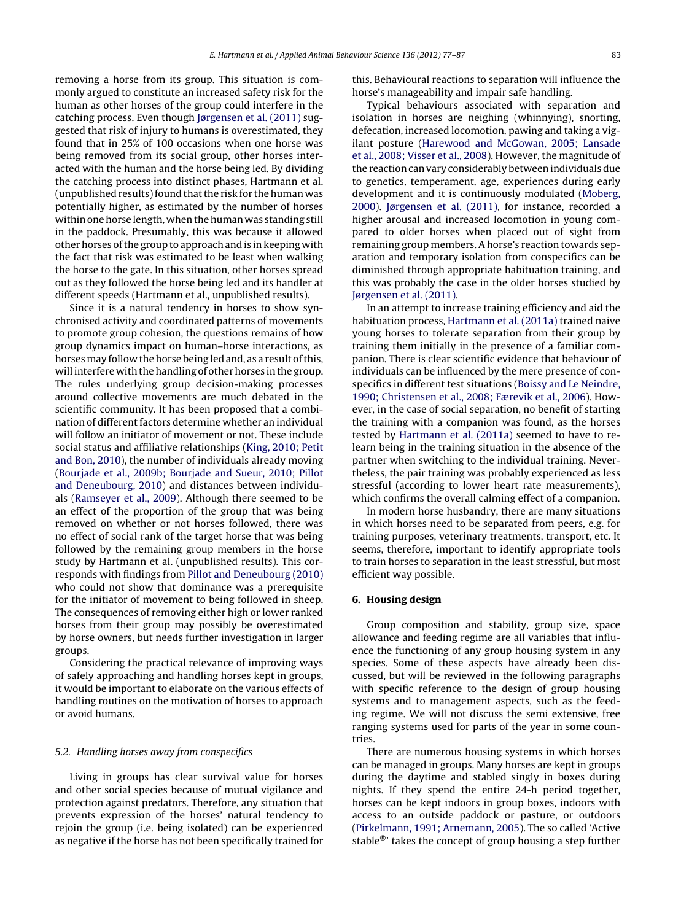removing a horse from its group. This situation is commonly argued to constitute an increased safety risk for the human as other horses of the group could interfere in the catching process. Even though Jørgensen et al. (2011) suggested that risk of injury to humans is overestimated, they found that in 25% of 100 occasions when one horse was being removed from its social group, other horses interacted with the human and the horse being led. By dividing the catching process into distinct phases, Hartmann et al. (unpublished results) found that the risk for the human was potentially higher, as estimated by the number of horses within one horse length, when the human was standing still in the paddock. Presumably, this was because it allowed other horses of the group to approach and is in keeping with the fact that risk was estimated to be least when walking the horse to the gate. In this situation, other horses spread out as they followed the horse being led and its handler at different speeds (Hartmann et al., unpublished results).

Since it is a natural tendency in horses to show synchronised activity and coordinated patterns of movements to promote group cohesion, the questions remains of how group dynamics impact on human–horse interactions, as horses may follow the horse being led and, as a result of this, will interfere with the handling of other horses in the group. The rules underlying group decision-making processes around collective movements are much debated in the scientific community. It has been proposed that a combination of different factors determine whether an individual will follow an initiator of movement or not. These include social status and affiliative relationships (King, 2010; Petit and Bon, 2010), the number of individuals already moving (Bourjade et al., 2009b; Bourjade and Sueur, 2010; Pillot and Deneubourg, 2010) and distances between individuals (Ramseyer et al., 2009). Although there seemed to be an effect of the proportion of the group that was being removed on whether or not horses followed, there was no effect of social rank of the target horse that was being followed by the remaining group members in the horse study by Hartmann et al. (unpublished results). This corresponds with findings from Pillot and Deneubourg (2010) who could not show that dominance was a prerequisite for the initiator of movement to being followed in sheep. The consequences of removing either high or lower ranked horses from their group may possibly be overestimated by horse owners, but needs further investigation in larger groups.

Considering the practical relevance of improving ways of safely approaching and handling horses kept in groups, it would be important to elaborate on the various effects of handling routines on the motivation of horses to approach or avoid humans.

### *5.2. Handling horses away from conspecifics*

Living in groups has clear survival value for horses and other social species because of mutual vigilance and protection against predators. Therefore, any situation that prevents expression of the horses' natural tendency to rejoin the group (i.e. being isolated) can be experienced as negative if the horse has not been specifically trained for this. Behavioural reactions to separation will influence the horse's manageability and impair safe handling.

Typical behaviours associated with separation and isolation in horses are neighing (whinnying), snorting, defecation, increased locomotion, pawing and taking a vigilant posture (Harewood and McGowan, 2005; Lansade et al., 2008; Visser et al., 2008). However, the magnitude of the reaction can vary considerably between individuals due to genetics, temperament, age, experiences during early development and it is continuously modulated (Moberg, 2000). Jørgensen et al. (2011), for instance, recorded a higher arousal and increased locomotion in young compared to older horses when placed out of sight from remaining group members. A horse's reaction towards separation and temporary isolation from conspecifics can be diminished through appropriate habituation training, and this was probably the case in the older horses studied by Jørgensen et al. (2011).

In an attempt to increase training efficiency and aid the habituation process, Hartmann et al. (2011a) trained naive young horses to tolerate separation from their group by training them initially in the presence of a familiar companion. There is clear scientific evidence that behaviour of individuals can be influenced by the mere presence of conspecifics in different test situations (Boissy and Le Neindre, 1990; Christensen et al., 2008; Færevik et al., 2006). However, in the case of social separation, no benefit of starting the training with a companion was found, as the horses tested by Hartmann et al. (2011a) seemed to have to relearn being in the training situation in the absence of the partner when switching to the individual training. Nevertheless, the pair training was probably experienced as less stressful (according to lower heart rate measurements), which confirms the overall calming effect of a companion.

In modern horse husbandry, there are many situations in which horses need to be separated from peers, e.g. for training purposes, veterinary treatments, transport, etc. It seems, therefore, important to identify appropriate tools to train horses to separation in the least stressful, but most efficient way possible.

## 6. Housing design

Group composition and stability, group size, space allowance and feeding regime are all variables that influence the functioning of any group housing system in any species. Some of these aspects have already been discussed, but will be reviewed in the following paragraphs with specific reference to the design of group housing systems and to management aspects, such as the feeding regime. We will not discuss the semi extensive, free ranging systems used for parts of the year in some countries.

There are numerous housing systems in which horses can be managed in groups. Many horses are kept in groups during the daytime and stabled singly in boxes during nights. If they spend the entire 24-h period together, horses can be kept indoors in group boxes, indoors with access to an outside paddock or pasture, or outdoors (Pirkelmann, 1991; Arnemann, 2005). The so called 'Active stable®' takes the concept of group housing a step further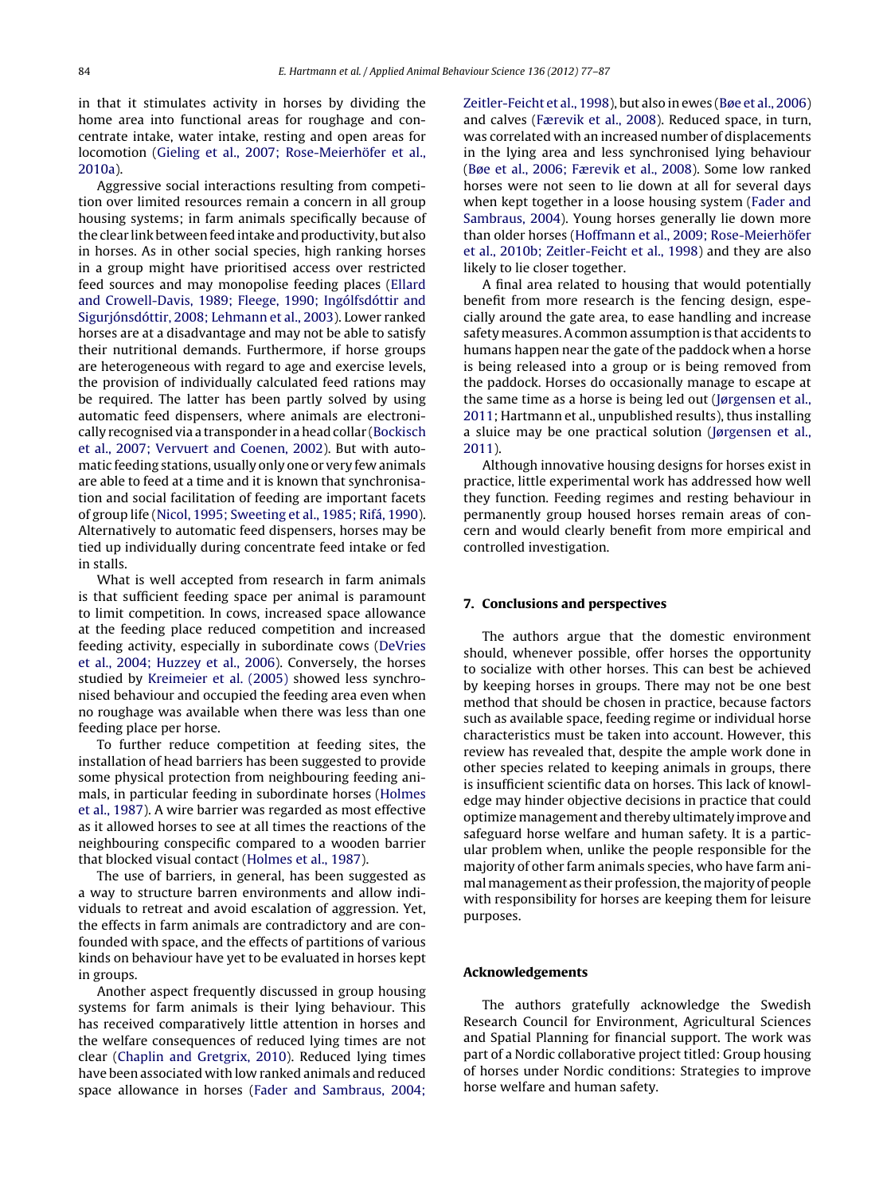in that it stimulates activity in horses by dividing the home area into functional areas for roughage and concentrate intake, water intake, resting and open areas for locomotion (Gieling et al., 2007; Rose-Meierhöfer et al., 2010a).

Aggressive social interactions resulting from competition over limited resources remain a concern in all group housing systems; in farm animals specifically because of the clear link between feed intake and productivity, but also in horses. As in other social species, high ranking horses in a group might have prioritised access over restricted feed sources and may monopolise feeding places (Ellard and Crowell-Davis, 1989; Fleege, 1990; Ingólfsdóttir and Sigurjónsdóttir, 2008; Lehmann et al., 2003). Lower ranked horses are at a disadvantage and may not be able to satisfy their nutritional demands. Furthermore, if horse groups are heterogeneous with regard to age and exercise levels, the provision of individually calculated feed rations may be required. The latter has been partly solved by using automatic feed dispensers, where animals are electronically recognised via a transponder in a head collar (Bockisch et al., 2007; Vervuert and Coenen, 2002). But with automatic feeding stations, usually only one or very few animals are able to feed at a time and it is known that synchronisation and social facilitation of feeding are important facets of group life (Nicol, 1995; Sweeting et al., 1985; Rifá, 1990). Alternatively to automatic feed dispensers, horses may be tied up individually during concentrate feed intake or fed in stalls.

What is well accepted from research in farm animals is that sufficient feeding space per animal is paramount to limit competition. In cows, increased space allowance at the feeding place reduced competition and increased feeding activity, especially in subordinate cows (DeVries et al., 2004; Huzzey et al., 2006). Conversely, the horses studied by Kreimeier et al. (2005) showed less synchronised behaviour and occupied the feeding area even when no roughage was available when there was less than one feeding place per horse.

To further reduce competition at feeding sites, the installation of head barriers has been suggested to provide some physical protection from neighbouring feeding animals, in particular feeding in subordinate horses (Holmes et al., 1987). A wire barrier was regarded as most effective as it allowed horses to see at all times the reactions of the neighbouring conspecific compared to a wooden barrier that blocked visual contact (Holmes et al., 1987).

The use of barriers, in general, has been suggested as a way to structure barren environments and allow individuals to retreat and avoid escalation of aggression. Yet, the effects in farm animals are contradictory and are confounded with space, and the effects of partitions of various kinds on behaviour have yet to be evaluated in horses kept in groups.

Another aspect frequently discussed in group housing systems for farm animals is their lying behaviour. This has received comparatively little attention in horses and the welfare consequences of reduced lying times are not clear (Chaplin and Gretgrix, 2010). Reduced lying times have been associated with low ranked animals and reduced space allowance in horses (Fader and Sambraus, 2004; Zeitler-Feicht et al., 1998), but also in ewes (Bøe et al., 2006) and calves (Færevik et al., 2008). Reduced space, in turn, was correlated with an increased number of displacements in the lying area and less synchronised lying behaviour (Bøe et al., 2006; Færevik et al., 2008). Some low ranked horses were not seen to lie down at all for several days when kept together in a loose housing system (Fader and Sambraus, 2004). Young horses generally lie down more than older horses (Hoffmann et al., 2009; Rose-Meierhöfer et al., 2010b; Zeitler-Feicht et al., 1998) and they are also likely to lie closer together.

A final area related to housing that would potentially benefit from more research is the fencing design, especially around the gate area, to ease handling and increase safety measures. A common assumption is that accidents to humans happen near the gate of the paddock when a horse is being released into a group or is being removed from the paddock. Horses do occasionally manage to escape at the same time as a horse is being led out (Jørgensen et al., 2011; Hartmann et al., unpublished results), thus installing a sluice may be one practical solution (Jørgensen et al., 2011).

Although innovative housing designs for horses exist in practice, little experimental work has addressed how well they function. Feeding regimes and resting behaviour in permanently group housed horses remain areas of concern and would clearly benefit from more empirical and controlled investigation.

## 7. Conclusions and perspectives

The authors argue that the domestic environment should, whenever possible, offer horses the opportunity to socialize with other horses. This can best be achieved by keeping horses in groups. There may not be one best method that should be chosen in practice, because factors such as available space, feeding regime or individual horse characteristics must be taken into account. However, this review has revealed that, despite the ample work done in other species related to keeping animals in groups, there is insufficient scientific data on horses. This lack of knowledge may hinder objective decisions in practice that could optimize management and thereby ultimately improve and safeguard horse welfare and human safety. It is a particular problem when, unlike the people responsible for the majority of other farm animals species, who have farm animal management as their profession, the majority of people with responsibility for horses are keeping them for leisure purposes.

## Acknowledgements

The authors gratefully acknowledge the Swedish Research Council for Environment, Agricultural Sciences and Spatial Planning for financial support. The work was part of a Nordic collaborative project titled: Group housing of horses under Nordic conditions: Strategies to improve horse welfare and human safety.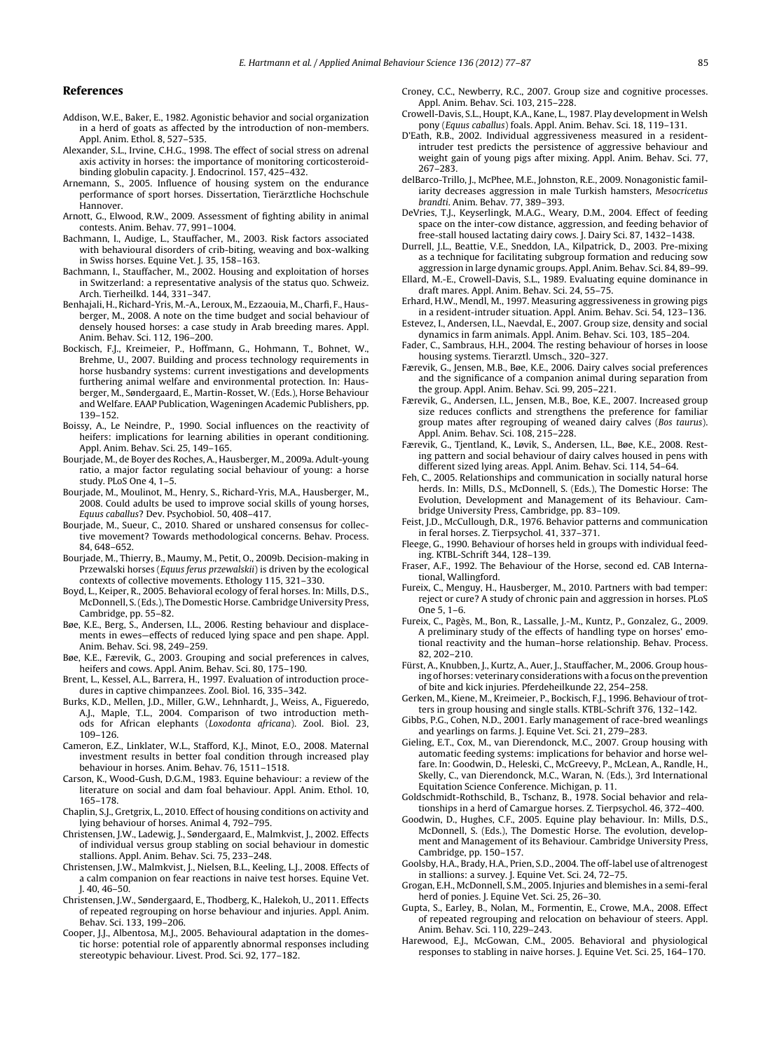## References

Addison, W.E., Baker, E., 1982. Agonistic behavior and social organization in a herd of goats as affected by the introduction of non-members. Appl. Anim. Ethol. 8, 527–535.

Alexander, S.L., Irvine, C.H.G., 1998. The effect of social stress on adrenal axis activity in horses: the importance of monitoring corticosteroid-binding globulin capacity. J. Endocrinol. 157, 425–432.

Arnemann, S., 2005. Influence of housing system on the endurance performance of sport horses. Dissertation, Tierärztliche Hochschule Hannover.

Arnott, G., Elwood, R.W., 2009. Assessment of fighting ability in animal contests. Anim. Behav. 77, 991–1004.

Bachmann, I., Audige, L., Stauffacher, M., 2003. Risk factors associated with behavioural disorders of crib-biting, weaving and box-walking in Swiss horses. Equine Vet. J. 35, 158–163.

Bachmann, I., Stauffacher, M., 2002. Housing and exploitation of horses in Switzerland: a representative analysis of the status quo. Schweiz. Arch. Tierheilkd. 144, 331–347.

Benhajali, H., Richard-Yris, M.-A., Leroux, M., Ezzaouia, M., Charfi, F., Hausberger, M., 2008. A note on the time budget and social behaviour of densely housed horses: a case study in Arab breeding mares. Appl. Anim. Behav. Sci. 112, 196–200.

Bockisch, F.J., Kreimeier, P., Hoffmann, G., Hohmann, T., Bohnet, W., Brehme, U., 2007. Building and process technology requirements in horse husbandry systems: current investigations and developments furthering animal welfare and environmental protection. In: Hausberger, M., Søndergaard, E., Martin-Rosset, W. (Eds.), Horse Behaviour and Welfare. EAAP Publication, Wageningen Academic Publishers, pp. 139–152.

Boissy, A., Le Neindre, P., 1990. Social influences on the reactivity of heifers: implications for learning abilities in operant conditioning. Appl. Anim. Behav. Sci. 25, 149–165.

Bourjade, M., de Boyer des Roches, A., Hausberger, M., 2009a. Adult-young ratio, a major factor regulating social behaviour of young: a horse study. PLoS One 4, 1–5.

Bourjade, M., Moulinot, M., Henry, S., Richard-Yris, M.A., Hausberger, M., 2008. Could adults be used to improve social skills of young horses, *Equus caballus*? Dev. Psychobiol. 50, 408–417.

Bourjade, M., Sueur, C., 2010. Shared or unshared consensus for collective movement? Towards methodological concerns. Behav. Process. 84, 648–652.

Bourjade, M., Thierry, B., Maumy, M., Petit, O., 2009b. Decision-making in Przewalski horses (*Equus ferus przewalskii*) is driven by the ecological contexts of collective movements. Ethology 115, 321–330.

Boyd, L., Keiper, R., 2005. Behavioral ecology of feral horses. In: Mills, D.S., McDonnell, S. (Eds.), The Domestic Horse. Cambridge University Press, Cambridge, pp. 55–82.

Bøe, K.E., Berg, S., Andersen, I.L., 2006. Resting behaviour and displacements in ewes—effects of reduced lying space and pen shape. Appl. Anim. Behav. Sci. 98, 249–259.

Bøe, K.E., Færevik, G., 2003. Grouping and social preferences in calves, heifers and cows. Appl. Anim. Behav. Sci. 80, 175–190.

Brent, L., Kessel, A.L., Barrera, H., 1997. Evaluation of introduction procedures in captive chimpanzees. Zool. Biol. 16, 335–342.

Burks, K.D., Mellen, J.D., Miller, G.W., Lehnhardt, J., Weiss, A., Figueredo, A.J., Maple, T.L., 2004. Comparison of two introduction methods for African elephants (*Loxodonta africana*). Zool. Biol. 23, 109–126.

Cameron, E.Z., Linklater, W.L., Stafford, K.J., Minot, E.O., 2008. Maternal investment results in better foal condition through increased play behaviour in horses. Anim. Behav. 76, 1511–1518.

Carson, K., Wood-Gush, D.G.M., 1983. Equine behaviour: a review of the literature on social and dam foal behaviour. Appl. Anim. Ethol. 10, 165–178.

Chaplin, S.J., Gretgrix, L., 2010. Effect of housing conditions on activity and lying behaviour of horses. Animal 4, 792–795.

Christensen, J.W., Ladewig, J., Søndergaard, E., Malmkvist, J., 2002. Effects of individual versus group stabling on social behaviour in domestic stallions. Appl. Anim. Behav. Sci. 75, 233–248.

Christensen, J.W., Malmkvist, J., Nielsen, B.L., Keeling, L.J., 2008. Effects of a calm companion on fear reactions in naive test horses. Equine Vet. J. 40, 46–50.

Christensen, J.W., Søndergaard, E., Thodberg, K., Halekoh, U., 2011. Effects of repeated regrouping on horse behaviour and injuries. Appl. Anim. Behav. Sci. 133, 199–206.

Cooper, J.J., Albentosa, M.J., 2005. Behavioural adaptation in the domestic horse: potential role of apparently abnormal responses including stereotypic behaviour. Livest. Prod. Sci. 92, 177–182.

Croney, C.C., Newberry, R.C., 2007. Group size and cognitive processes. Appl. Anim. Behav. Sci. 103, 215–228.

Crowell-Davis, S.L., Houpt, K.A., Kane, L., 1987. Play development in Welsh pony (*Equus caballus*) foals. Appl. Anim. Behav. Sci. 18, 119–131.

D'Eath, R.B., 2002. Individual aggressiveness measured in a resident-intruder test predicts the persistence of aggressive behaviour and weight gain of young pigs after mixing. Appl. Anim. Behav. Sci. 77, 267–283.

delBarco-Trillo, J., McPhee, M.E., Johnston, R.E., 2009. Nonagonistic familiarity decreases aggression in male Turkish hamsters, *Mesocricetus brandti*. Anim. Behav. 77, 389–393.

DeVries, T.J., Keyserlingk, M.A.G., Weary, D.M., 2004. Effect of feeding space on the inter-cow distance, aggression, and feeding behavior of free-stall housed lactating dairy cows. J. Dairy Sci. 87, 1432–1438.

Durrell, J.L., Beattie, V.E., Sneddon, I.A., Kilpatrick, D., 2003. Pre-mixing as a technique for facilitating subgroup formation and reducing sow aggression in large dynamic groups. Appl. Anim. Behav. Sci. 84, 89–99.

Ellard, M.-E., Crowell-Davis, S.L., 1989. Evaluating equine dominance in draft mares. Appl. Anim. Behav. Sci. 24, 55–75.

Erhard, H.W., Mendl, M., 1997. Measuring aggressiveness in growing pigs in a resident-intruder situation. Appl. Anim. Behav. Sci. 54, 123–136.

Estevez, I., Andersen, I.L., Naevdal, E., 2007. Group size, density and social dynamics in farm animals. Appl. Anim. Behav. Sci. 103, 185–204.

Fader, C., Sambraus, H.H., 2004. The resting behaviour of horses in loose housing systems. Tierarztl. Umsch., 320–327.

Færevik, G., Jensen, M.B., Bøe, K.E., 2006. Dairy calves social preferences and the significance of a companion animal during separation from the group. Appl. Anim. Behav. Sci. 99, 205–221.

Færevik, G., Andersen, I.L., Jensen, M.B., Boe, K.E., 2007. Increased group size reduces conflicts and strengthens the preference for familiar group mates after regrouping of weaned dairy calves (*Bos taurus*). Appl. Anim. Behav. Sci. 108, 215–228.

Færevik, G., Tjentland, K., Løvik, S., Andersen, I.L., Bøe, K.E., 2008. Resting pattern and social behaviour of dairy calves housed in pens with different sized lying areas. Appl. Anim. Behav. Sci. 114, 54–64.

Feh, C., 2005. Relationships and communication in socially natural horse herds. In: Mills, D.S., McDonnell, S. (Eds.), The Domestic Horse: The Evolution, Development and Management of its Behaviour. Cambridge University Press, Cambridge, pp. 83–109.

Feist, J.D., McCullough, D.R., 1976. Behavior patterns and communication in feral horses. Z. Tierpsychol. 41, 337–371.

Fleege, G., 1990. Behaviour of horses held in groups with individual feeding. KTBL-Schrift 344, 128–139.

Fraser, A.F., 1992. The Behaviour of the Horse, second ed. CAB International, Wallingford.

Fureix, C., Menguy, H., Hausberger, M., 2010. Partners with bad temper: reject or cure? A study of chronic pain and aggression in horses. PLoS One 5, 1–6.

Fureix, C., Pagès, M., Bon, R., Lassalle, J.-M., Kuntz, P., Gonzalez, G., 2009. A preliminary study of the effects of handling type on horses' emotional reactivity and the human–horse relationship. Behav. Process. 82, 202–210.

Fürst, A., Knubben, J., Kurtz, A., Auer, J., Stauffacher, M., 2006. Group housing of horses: veterinary considerations with a focus on the prevention of bite and kick injuries. Pferdeheilkunde 22, 254–258.

Gerken, M., Kiene, M., Kreimeier, P., Bockisch, F.J., 1996. Behaviour of trotters in group housing and single stalls. KTBL-Schrift 376, 132–142.

Gibbs, P.G., Cohen, N.D., 2001. Early management of race-bred weanlings and yearlings on farms. J. Equine Vet. Sci. 21, 279–283.

Gieling, E.T., Cox, M., van Dierendonck, M.C., 2007. Group housing with automatic feeding systems: implications for behavior and horse welfare. In: Goodwin, D., Heleski, C., McGreevy, P., McLean, A., Randle, H., Skelly, C., van Dierendonck, M.C., Waran, N. (Eds.), 3rd International Equitation Science Conference. Michigan, p. 11.

Goldschmidt-Rothschild, B., Tschanz, B., 1978. Social behavior and relationships in a herd of Camargue horses. Z. Tierpsychol. 46, 372–400.

Goodwin, D., Hughes, C.F., 2005. Equine play behaviour. In: Mills, D.S., McDonnell, S. (Eds.), The Domestic Horse. The evolution, development and Management of its Behaviour. Cambridge University Press, Cambridge, pp. 150–157.

Goolsby, H.A., Brady, H.A., Prien, S.D., 2004. The off-label use of altrenogest in stallions: a survey. J. Equine Vet. Sci. 24, 72–75.

Grogan, E.H., McDonnell, S.M., 2005. Injuries and blemishes in a semi-feral herd of ponies. J. Equine Vet. Sci. 25, 26–30.

Gupta, S., Earley, B., Nolan, M., Formentin, E., Crowe, M.A., 2008. Effect of repeated regrouping and relocation on behaviour of steers. Appl. Anim. Behav. Sci. 110, 229–243.

Harewood, E.J., McGowan, C.M., 2005. Behavioral and physiological responses to stabling in naive horses. J. Equine Vet. Sci. 25, 164–170.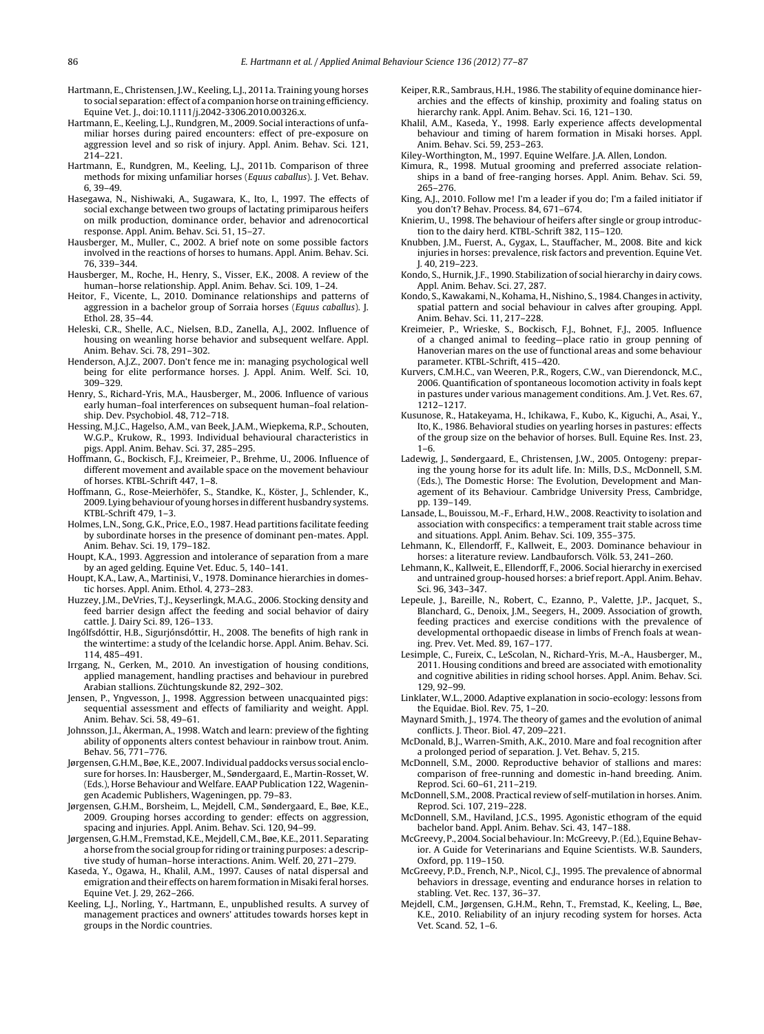Hartmann, E., Christensen, J.W., Keeling, L.J., 2011a. Training young horses to social separation: effect of a companion horse on training efficiency. Equine Vet. J., doi:10.1111/j.2042-3306.2010.00326.x.

Hartmann, E., Keeling, L.J., Rundgren, M., 2009. Social interactions of unfamiliar horses during paired encounters: effect of pre-exposure on aggression level and so risk of injury. Appl. Anim. Behav. Sci. 121, 214–221.

Hartmann, E., Rundgren, M., Keeling, L.J., 2011b. Comparison of three methods for mixing unfamiliar horses (*Equus caballus*). J. Vet. Behav. 6, 39–49.

Hasegawa, N., Nishiwaki, A., Sugawara, K., Ito, I., 1997. The effects of social exchange between two groups of lactating primiparous heifers on milk production, dominance order, behavior and adrenocortical response. Appl. Anim. Behav. Sci. 51, 15–27.

Hausberger, M., Muller, C., 2002. A brief note on some possible factors involved in the reactions of horses to humans. Appl. Anim. Behav. Sci. 76, 339–344.

Hausberger, M., Roche, H., Henry, S., Visser, E.K., 2008. A review of the human–horse relationship. Appl. Anim. Behav. Sci. 109, 1–24.

Heitor, F., Vicente, L., 2010. Dominance relationships and patterns of aggression in a bachelor group of Sorraia horses (*Equus caballus*). J. Ethol. 28, 35–44.

Heleski, C.R., Shelle, A.C., Nielsen, B.D., Zanella, A.J., 2002. Influence of housing on weanling horse behavior and subsequent welfare. Appl. Anim. Behav. Sci. 78, 291–302.

Henderson, A.J.Z., 2007. Don't fence me in: managing psychological well being for elite performance horses. J. Appl. Anim. Welf. Sci. 10, 309–329.

Henry, S., Richard-Yris, M.A., Hausberger, M., 2006. Influence of various early human–foal interferences on subsequent human–foal relationship. Dev. Psychobiol. 48, 712–718.

Hessing, M.J.C., Hagelso, A.M., van Beek, J.A.M., Wiepkema, R.P., Schouten, W.G.P., Krukow, R., 1993. Individual behavioural characteristics in pigs. Appl. Anim. Behav. Sci. 37, 285–295.

Hoffmann, G., Bockisch, F.J., Kreimeier, P., Brehme, U., 2006. Influence of different movement and available space on the movement behaviour of horses. KTBL-Schrift 447, 1–8.

Hoffmann, G., Rose-Meierhöfer, S., Standke, K., Köster, J., Schlender, K., 2009. Lying behaviour of young horses in different husbandry systems. KTBL-Schrift 479, 1–3.

Holmes, L.N., Song, G.K., Price, E.O., 1987. Head partitions facilitate feeding by subordinate horses in the presence of dominant pen-mates. Appl. Anim. Behav. Sci. 19, 179–182.

Houpt, K.A., 1993. Aggression and intolerance of separation from a mare by an aged gelding. Equine Vet. Educ. 5, 140–141.

Houpt, K.A., Law, A., Martinisi, V., 1978. Dominance hierarchies in domestic horses. Appl. Anim. Ethol. 4, 273–283.

Huzzey, J.M., DeVries, T.J., Keyserlingk, M.A.G., 2006. Stocking density and feed barrier design affect the feeding and social behavior of dairy cattle. J. Dairy Sci. 89, 126–133.

Ingólfsdóttir, H.B., Sigurjónsdóttir, H., 2008. The benefits of high rank in the wintertime: a study of the Icelandic horse. Appl. Anim. Behav. Sci. 114, 485–491.

Irrgang, N., Gerken, M., 2010. An investigation of housing conditions, applied management, handling practises and behaviour in purebred Arabian stallions. Züchtungskunde 82, 292–302.

Jensen, P., Yngvesson, J., 1998. Aggression between unacquainted pigs: sequential assessment and effects of familiarity and weight. Appl. Anim. Behav. Sci. 58, 49–61.

Johnsson, J.I., Åkerman, A., 1998. Watch and learn: preview of the fighting ability of opponents alters contest behaviour in rainbow trout. Anim. Behav. 56, 771–776.

Jørgensen, G.H.M., Bøe, K.E., 2007. Individual paddocks versus social enclosure for horses. In: Hausberger, M., Søndergaard, E., Martin-Rosset, W. (Eds.), Horse Behaviour and Welfare. EAAP Publication 122, Wageningen Academic Publishers, Wageningen, pp. 79–83.

Jørgensen, G.H.M., Borsheim, L., Mejdell, C.M., Søndergaard, E., Bøe, K.E., 2009. Grouping horses according to gender: effects on aggression, spacing and injuries. Appl. Anim. Behav. Sci. 120, 94–99.

Jørgensen, G.H.M., Fremstad, K.E., Mejdell, C.M., Bøe, K.E., 2011. Separating a horse from the social group for riding or training purposes: a descriptive study of human–horse interactions. Anim. Welf. 20, 271–279.

Kaseda, Y., Ogawa, H., Khalil, A.M., 1997. Causes of natal dispersal and emigration and their effects on harem formation in Misaki feral horses. Equine Vet. J. 29, 262–266.

Keeling, L.J., Norling, Y., Hartmann, E., unpublished results. A survey of management practices and owners' attitudes towards horses kept in groups in the Nordic countries.

Keiper, R.R., Sambraus, H.H., 1986. The stability of equine dominance hierarchies and the effects of kinship, proximity and foaling status on hierarchy rank. Appl. Anim. Behav. Sci. 16, 121–130.

Khalil, A.M., Kaseda, Y., 1998. Early experience affects developmental behaviour and timing of harem formation in Misaki horses. Appl. Anim. Behav. Sci. 59, 253–263.

Kiley-Worthington, M., 1997. Equine Welfare. J.A. Allen, London.

Kimura, R., 1998. Mutual grooming and preferred associate relationships in a band of free-ranging horses. Appl. Anim. Behav. Sci. 59, 265–276.

King, A.J., 2010. Follow me! I'm a leader if you do; I'm a failed initiator if you don't? Behav. Process. 84, 671–674.

Knierim, U., 1998. The behaviour of heifers after single or group introduction to the dairy herd. KTBL-Schrift 382, 115–120.

Knubben, J.M., Fuerst, A., Gygax, L., Stauffacher, M., 2008. Bite and kick injuries in horses: prevalence, risk factors and prevention. Equine Vet. J. 40, 219–223.

Kondo, S., Hurnik, J.F., 1990. Stabilization of social hierarchy in dairy cows. Appl. Anim. Behav. Sci. 27, 287.

Kondo, S., Kawakami, N., Kohama, H., Nishino, S., 1984. Changes in activity, spatial pattern and social behaviour in calves after grouping. Appl. Anim. Behav. Sci. 11, 217–228.

Kreimeier, P., Wrieske, S., Bockisch, F.J., Bohnet, F.J., 2005. Influence of a changed animal to feeding—place ratio in group penning of Hanoverian mares on the use of functional areas and some behaviour parameter. KTBL-Schrift, 415–420.

Kurvers, C.M.H.C., van Weeren, P.R., Rogers, C.W., van Dierendonck, M.C., 2006. Quantification of spontaneous locomotion activity in foals kept in pastures under various management conditions. Am. J. Vet. Res. 67, 1212–1217.

Kusunose, R., Hatakeyama, H., Ichikawa, F., Kubo, K., Kiguchi, A., Asai, Y., Ito, K., 1986. Behavioral studies on yearling horses in pastures: effects of the group size on the behavior of horses. Bull. Equine Res. Inst. 23, 1–6.

Ladewig, J., Søndergaard, E., Christensen, J.W., 2005. Ontogeny: preparing the young horse for its adult life. In: Mills, D.S., McDonnell, S.M. (Eds.), The Domestic Horse: The Evolution, Development and Management of its Behaviour. Cambridge University Press, Cambridge, pp. 139–149.

Lansade, L., Bouissou, M.-F., Erhard, H.W., 2008. Reactivity to isolation and association with conspecifics: a temperament trait stable across time and situations. Appl. Anim. Behav. Sci. 109, 355–375.

Lehmann, K., Ellendorff, F., Kallweit, E., 2003. Dominance behaviour in horses: a literature review. Landbauforsch. Völk. 53, 241–260.

Lehmann, K., Kallweit, E., Ellendorff, F., 2006. Social hierarchy in exercised and untrained group-housed horses: a brief report. Appl. Anim. Behav. Sci. 96, 343–347.

Lepeule, J., Bareille, N., Robert, C., Ezanno, P., Valette, J.P., Jacquet, S., Blanchard, G., Denoix, J.M., Seegers, H., 2009. Association of growth, feeding practices and exercise conditions with the prevalence of developmental orthopaedic disease in limbs of French foals at weaning. Prev. Vet. Med. 89, 167–177.

Lesimple, C., Fureix, C., LeScolan, N., Richard-Yris, M.-A., Hausberger, M., 2011. Housing conditions and breed are associated with emotionality and cognitive abilities in riding school horses. Appl. Anim. Behav. Sci. 129, 92–99.

Linklater, W.L., 2000. Adaptive explanation in socio-ecology: lessons from the Equidae. Biol. Rev. 75, 1–20.

Maynard Smith, J., 1974. The theory of games and the evolution of animal conflicts. J. Theor. Biol. 47, 209–221.

McDonald, B.J., Warren-Smith, A.K., 2010. Mare and foal recognition after a prolonged period of separation. J. Vet. Behav. 5, 215.

McDonnell, S.M., 2000. Reproductive behavior of stallions and mares: comparison of free-running and domestic in-hand breeding. Anim. Reprod. Sci. 60–61, 211–219.

McDonnell, S.M., 2008. Practical review of self-mutilation in horses. Anim. Reprod. Sci. 107, 219–228.

McDonnell, S.M., Haviland, J.C.S., 1995. Agonistic ethogram of the equid bachelor band. Appl. Anim. Behav. Sci. 43, 147–188.

McGreevy, P., 2004. Social behaviour. In: McGreevy, P. (Ed.), Equine Behavior. A Guide for Veterinarians and Equine Scientists. W.B. Saunders, Oxford, pp. 119–150.

McGreevy, P.D., French, N.P., Nicol, C.J., 1995. The prevalence of abnormal behaviors in dressage, eventing and endurance horses in relation to stabling. Vet. Rec. 137, 36–37.

Mejdell, C.M., Jørgensen, G.H.M., Rehn, T., Fremstad, K., Keeling, L., Bøe, K.E., 2010. Reliability of an injury recoding system for horses. Acta Vet. Scand. 52, 1–6.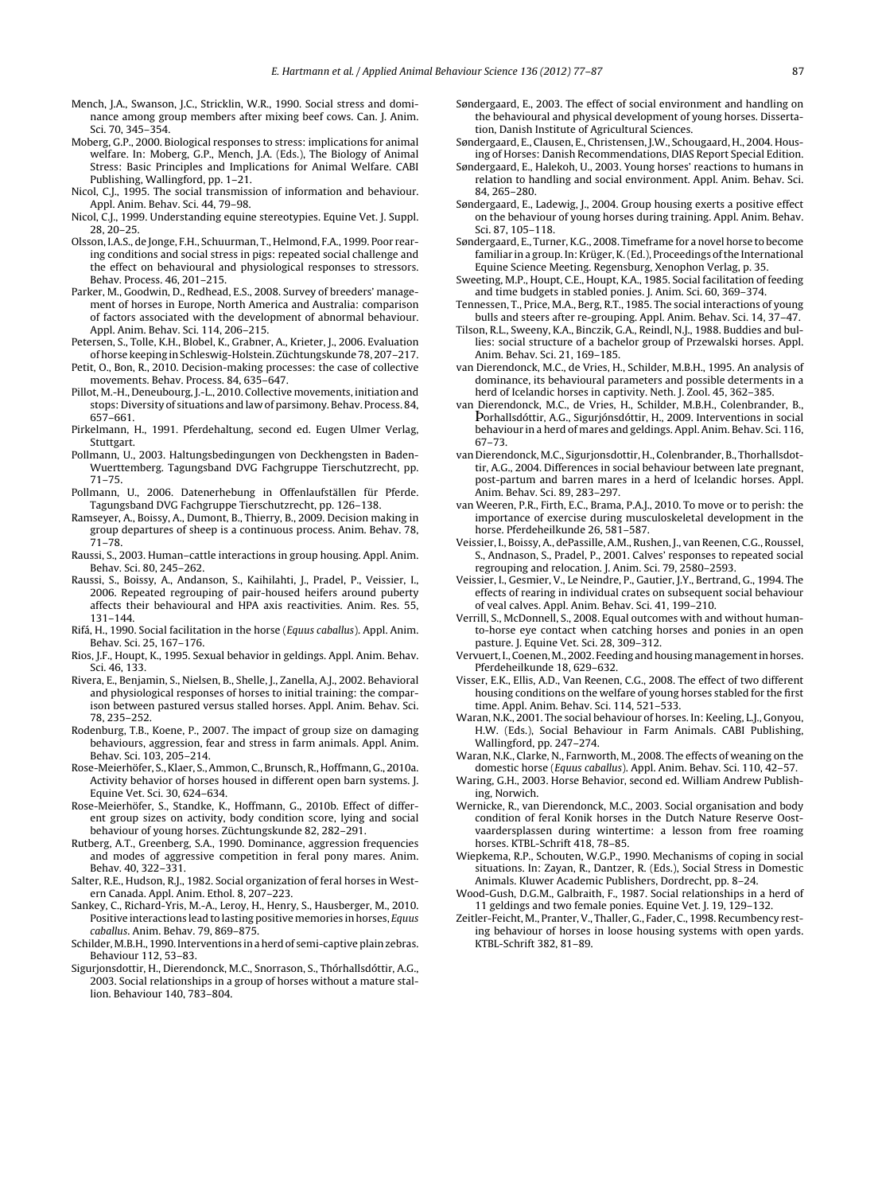Mench, J.A., Swanson, J.C., Stricklin, W.R., 1990. Social stress and dominance among group members after mixing beef cows. Can. J. Anim. Sci. 70, 345–354.

Moberg, G.P., 2000. Biological responses to stress: implications for animal welfare. In: Moberg, G.P., Mench, J.A. (Eds.), The Biology of Animal Stress: Basic Principles and Implications for Animal Welfare. CABI Publishing, Wallingford, pp. 1–21.

Nicol, C.J., 1995. The social transmission of information and behaviour. Appl. Anim. Behav. Sci. 44, 79–98.

Nicol, C.J., 1999. Understanding equine stereotypies. Equine Vet. J. Suppl. 28, 20–25.

Olsson, I.A.S., de Jonge, F.H., Schuurman, T., Helmond, F.A., 1999. Poor rearing conditions and social stress in pigs: repeated social challenge and the effect on behavioural and physiological responses to stressors. Behav. Process. 46, 201–215.

Parker, M., Goodwin, D., Redhead, E.S., 2008. Survey of breeders' management of horses in Europe, North America and Australia: comparison of factors associated with the development of abnormal behaviour. Appl. Anim. Behav. Sci. 114, 206–215.

Petersen, S., Tolle, K.H., Blobel, K., Grabner, A., Krieter, J., 2006. Evaluation of horse keeping in Schleswig-Holstein. Züchtungskunde 78, 207–217.

Petit, O., Bon, R., 2010. Decision-making processes: the case of collective movements. Behav. Process. 84, 635–647.

Pillot, M.-H., Deneubourg, J.-L., 2010. Collective movements, initiation and stops: Diversity of situations and law of parsimony. Behav. Process. 84, 657–661.

Pirkelmann, H., 1991. Pferdehaltung, second ed. Eugen Ulmer Verlag, Stuttgart.

Pollmann, U., 2003. Haltungsbedingungen von Deckhengsten in Baden-Wuerttemberg. Tagungsband DVG Fachgruppe Tierschutzrecht, pp. 71–75.

Pollmann, U., 2006. Datenerhebung in Offenlaufställen für Pferde. Tagungsband DVG Fachgruppe Tierschutzrecht, pp. 126–138.

Ramseyer, A., Boissy, A., Dumont, B., Thierry, B., 2009. Decision making in group departures of sheep is a continuous process. Anim. Behav. 78, 71–78.

Raussi, S., 2003. Human–cattle interactions in group housing. Appl. Anim. Behav. Sci. 80, 245–262.

Raussi, S., Boissy, A., Andanson, S., Kaihilahti, J., Pradel, P., Veissier, I., 2006. Repeated regrouping of pair-housed heifers around puberty affects their behavioural and HPA axis reactivities. Anim. Res. 55, 131–144.

Rifá, H., 1990. Social facilitation in the horse (*Equus caballus*). Appl. Anim. Behav. Sci. 25, 167–176.

Rios, J.F., Houpt, K., 1995. Sexual behavior in geldings. Appl. Anim. Behav. Sci. 46, 133.

Rivera, E., Benjamin, S., Nielsen, B., Shelle, J., Zanella, A.J., 2002. Behavioral and physiological responses of horses to initial training: the comparison between pastured versus stalled horses. Appl. Anim. Behav. Sci. 78, 235–252.

Rodenburg, T.B., Koene, P., 2007. The impact of group size on damaging behaviours, aggression, fear and stress in farm animals. Appl. Anim. Behav. Sci. 103, 205–214.

Rose-Meierhöfer, S., Klaer, S., Ammon, C., Brunsch, R., Hoffmann, G., 2010a. Activity behavior of horses housed in different open barn systems. J. Equine Vet. Sci. 30, 624–634.

Rose-Meierhöfer, S., Standke, K., Hoffmann, G., 2010b. Effect of different group sizes on activity, body condition score, lying and social behaviour of young horses. Züchtungskunde 82, 282–291.

Rutberg, A.T., Greenberg, S.A., 1990. Dominance, aggression frequencies and modes of aggressive competition in feral pony mares. Anim. Behav. 40, 322–331.

Salter, R.E., Hudson, R.J., 1982. Social organization of feral horses in Western Canada. Appl. Anim. Ethol. 8, 207–223.

Sankey, C., Richard-Yris, M.-A., Leroy, H., Henry, S., Hausberger, M., 2010. Positive interactions lead to lasting positive memories in horses, *Equus caballus*. Anim. Behav. 79, 869–875.

Schilder, M.B.H., 1990. Interventions in a herd of semi-captive plain zebras. Behaviour 112, 53–83.

Sigurjonsdottir, H., Dierendonck, M.C., Snorrason, S., Thórhallsdóttir, A.G., 2003. Social relationships in a group of horses without a mature stallion. Behaviour 140, 783–804.

Søndergaard, E., 2003. The effect of social environment and handling on the behavioural and physical development of young horses. Dissertation, Danish Institute of Agricultural Sciences.

Søndergaard, E., Clausen, E., Christensen, J.W., Schougaard, H., 2004. Housing of Horses: Danish Recommendations, DIAS Report Special Edition.

Søndergaard, E., Halekoh, U., 2003. Young horses' reactions to humans in relation to handling and social environment. Appl. Anim. Behav. Sci. 84, 265–280.

Søndergaard, E., Ladewig, J., 2004. Group housing exerts a positive effect on the behaviour of young horses during training. Appl. Anim. Behav. Sci. 87, 105–118.

Søndergaard, E., Turner, K.G., 2008. Timeframe for a novel horse to become familiar in a group. In: Krüger, K. (Ed.), Proceedings of the International Equine Science Meeting. Regensburg, Xenophon Verlag, p. 35.

Sweeting, M.P., Houpt, C.E., Houpt, K.A., 1985. Social facilitation of feeding and time budgets in stabled ponies. J. Anim. Sci. 60, 369–374.

Tennessen, T., Price, M.A., Berg, R.T., 1985. The social interactions of young bulls and steers after re-grouping. Appl. Anim. Behav. Sci. 14, 37–47.

Tilson, R.L., Sweeny, K.A., Binczik, G.A., Reindl, N.J., 1988. Buddies and bullies: social structure of a bachelor group of Przewalski horses. Appl. Anim. Behav. Sci. 21, 169–185.

van Dierendonck, M.C., de Vries, H., Schilder, M.B.H., 1995. An analysis of dominance, its behavioural parameters and possible determents in a herd of Icelandic horses in captivity. Neth. J. Zool. 45, 362–385.

van Dierendonck, M.C., de Vries, H., Schilder, M.B.H., Colenbrander, B., Þorhallsdóttir, A.G., Sigurjónsdóttir, H., 2009. Interventions in social behaviour in a herd of mares and geldings. Appl. Anim. Behav. Sci. 116, 67–73.

van Dierendonck, M.C., Sigurjonsdottir, H., Colenbrander, B., Thorhallsdottir, A.G., 2004. Differences in social behaviour between late pregnant, post-partum and barren mares in a herd of Icelandic horses. Appl. Anim. Behav. Sci. 89, 283–297.

van Weeren, P.R., Firth, E.C., Brama, P.A.J., 2010. To move or to perish: the importance of exercise during musculoskeletal development in the horse. Pferdeheilkunde 26, 581–587.

Veissier, I., Boissy, A., dePassille, A.M., Rushen, J., van Reenen, C.G., Roussel, S., Andnason, S., Pradel, P., 2001. Calves' responses to repeated social regrouping and relocation. J. Anim. Sci. 79, 2580–2593.

Veissier, I., Gesmier, V., Le Neindre, P., Gautier, J.Y., Bertrand, G., 1994. The effects of rearing in individual crates on subsequent social behaviour of veal calves. Appl. Anim. Behav. Sci. 41, 199–210.

Verrill, S., McDonnell, S., 2008. Equal outcomes with and without human-to-horse eye contact when catching horses and ponies in an open pasture. J. Equine Vet. Sci. 28, 309–312.

Vervuert, I., Coenen, M., 2002. Feeding and housing management in horses. Pferdeheilkunde 18, 629–632.

Visser, E.K., Ellis, A.D., Van Reenen, C.G., 2008. The effect of two different housing conditions on the welfare of young horses stabled for the first time. Appl. Anim. Behav. Sci. 114, 521–533.

Waran, N.K., 2001. The social behaviour of horses. In: Keeling, L.J., Gonyou, H.W. (Eds.), Social Behaviour in Farm Animals. CABI Publishing, Wallingford, pp. 247–274.

Waran, N.K., Clarke, N., Farnworth, M., 2008. The effects of weaning on the domestic horse (*Equus caballus*). Appl. Anim. Behav. Sci. 110, 42–57.

Waring, G.H., 2003. Horse Behavior, second ed. William Andrew Publishing, Norwich.

Wernicke, R., van Dierendonck, M.C., 2003. Social organisation and body condition of feral Konik horses in the Dutch Nature Reserve Oostvaardersplassen during wintertime: a lesson from free roaming horses. KTBL-Schrift 418, 78–85.

Wiepkema, R.P., Schouten, W.G.P., 1990. Mechanisms of coping in social situations. In: Zayan, R., Dantzer, R. (Eds.), Social Stress in Domestic Animals. Kluwer Academic Publishers, Dordrecht, pp. 8–24.

Wood-Gush, D.G.M., Galbraith, F., 1987. Social relationships in a herd of 11 geldings and two female ponies. Equine Vet. J. 19, 129–132.

Zeitler-Feicht, M., Pranter, V., Thaller, G., Fader, C., 1998. Recumbency resting behaviour of horses in loose housing systems with open yards. KTBL-Schrift 382, 81–89.